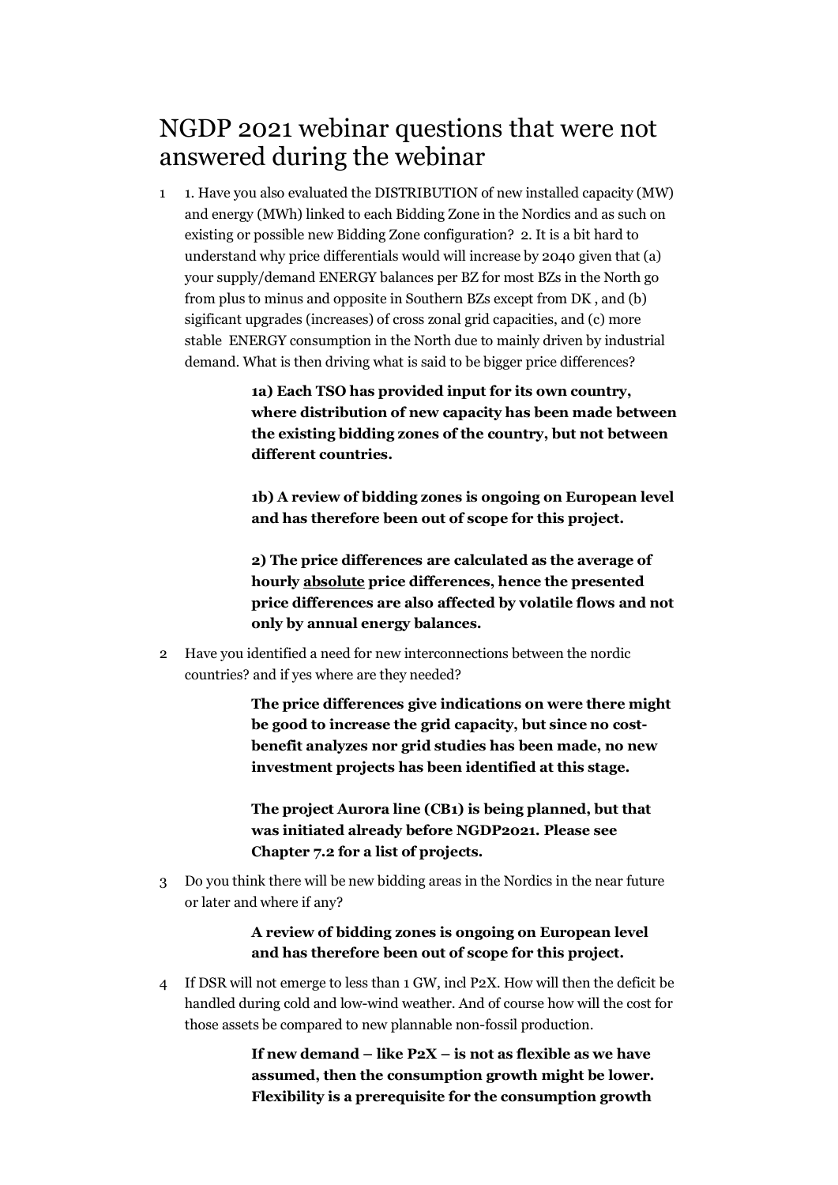# NGDP 2021 webinar questions that were not answered during the webinar

1 1. Have you also evaluated the DISTRIBUTION of new installed capacity (MW) and energy (MWh) linked to each Bidding Zone in the Nordics and as such on existing or possible new Bidding Zone configuration? 2. It is a bit hard to understand why price differentials would will increase by 2040 given that (a) your supply/demand ENERGY balances per BZ for most BZs in the North go from plus to minus and opposite in Southern BZs except from DK , and (b) sigificant upgrades (increases) of cross zonal grid capacities, and (c) more stable ENERGY consumption in the North due to mainly driven by industrial demand. What is then driving what is said to be bigger price differences?

> **1a) Each TSO has provided input for its own country, where distribution of new capacity has been made between the existing bidding zones of the country, but not between different countries.**
>
> **1b) A review of bidding zones is ongoing on European level and has therefore been out of scope for this project.**
>
> **2) The price differences are calculated as the average of hourly <u>absolute</u> price differences, hence the presented price differences are also affected by volatile flows and not only by annual energy balances.**

2 Have you identified a need for new interconnections between the nordic countries? and if yes where are they needed?

> **The price differences give indications on were there might be good to increase the grid capacity, but since no cost-benefit analyzes nor grid studies has been made, no new investment projects has been identified at this stage.**
>
> **The project Aurora line (CB1) is being planned, but that was initiated already before NGDP2021. Please see Chapter 7.2 for a list of projects.**

3 Do you think there will be new bidding areas in the Nordics in the near future or later and where if any?

> **A review of bidding zones is ongoing on European level and has therefore been out of scope for this project.**

4 If DSR will not emerge to less than 1 GW, incl P2X. How will then the deficit be handled during cold and low-wind weather. And of course how will the cost for those assets be compared to new plannable non-fossil production.

> **If new demand – like P2X – is not as flexible as we have assumed, then the consumption growth might be lower. Flexibility is a prerequisite for the consumption growth**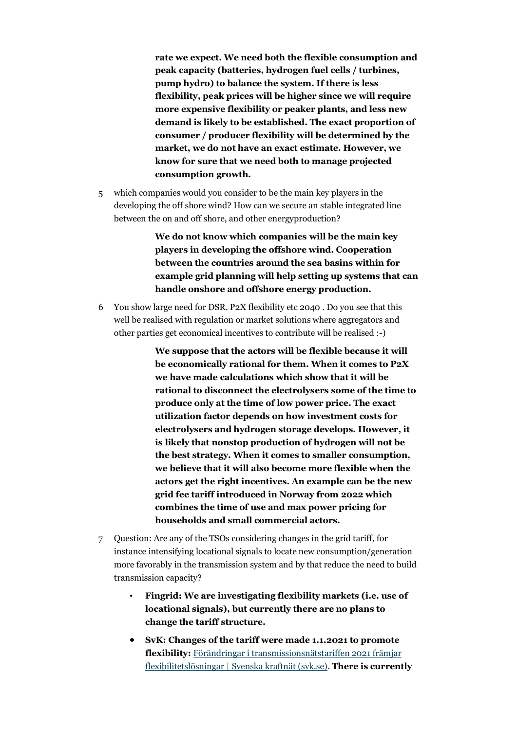**rate we expect. We need both the flexible consumption and peak capacity (batteries, hydrogen fuel cells / turbines, pump hydro) to balance the system. If there is less flexibility, peak prices will be higher since we will require more expensive flexibility or peaker plants, and less new demand is likely to be established. The exact proportion of consumer / producer flexibility will be determined by the market, we do not have an exact estimate. However, we know for sure that we need both to manage projected consumption growth.**

5 which companies would you consider to be the main key players in the developing the off shore wind? How can we secure an stable integrated line between the on and off shore, and other energyproduction?

> **We do not know which companies will be the main key players in developing the offshore wind. Cooperation between the countries around the sea basins within for example grid planning will help setting up systems that can handle onshore and offshore energy production.**

6 You show large need for DSR. P2X flexibility etc 2040 . Do you see that this well be realised with regulation or market solutions where aggregators and other parties get economical incentives to contribute will be realised :-)

> **We suppose that the actors will be flexible because it will be economically rational for them. When it comes to P2X we have made calculations which show that it will be rational to disconnect the electrolysers some of the time to produce only at the time of low power price. The exact utilization factor depends on how investment costs for electrolysers and hydrogen storage develops. However, it is likely that nonstop production of hydrogen will not be the best strategy. When it comes to smaller consumption, we believe that it will also become more flexible when the actors get the right incentives. An example can be the new grid fee tariff introduced in Norway from 2022 which combines the time of use and max power pricing for households and small commercial actors.**

7 Question: Are any of the TSOs considering changes in the grid tariff, for instance intensifying locational signals to locate new consumption/generation more favorably in the transmission system and by that reduce the need to build transmission capacity?

- **Fingrid: We are investigating flexibility markets (i.e. use of locational signals), but currently there are no plans to change the tariff structure.**
- **SvK: Changes of the tariff were made 1.1.2021 to promote flexibility:** [Förändringar i transmissionsnätstariffen 2021 främjar flexibilitetslösningar | Svenska kraftnät (svk.se)](). **There is currently**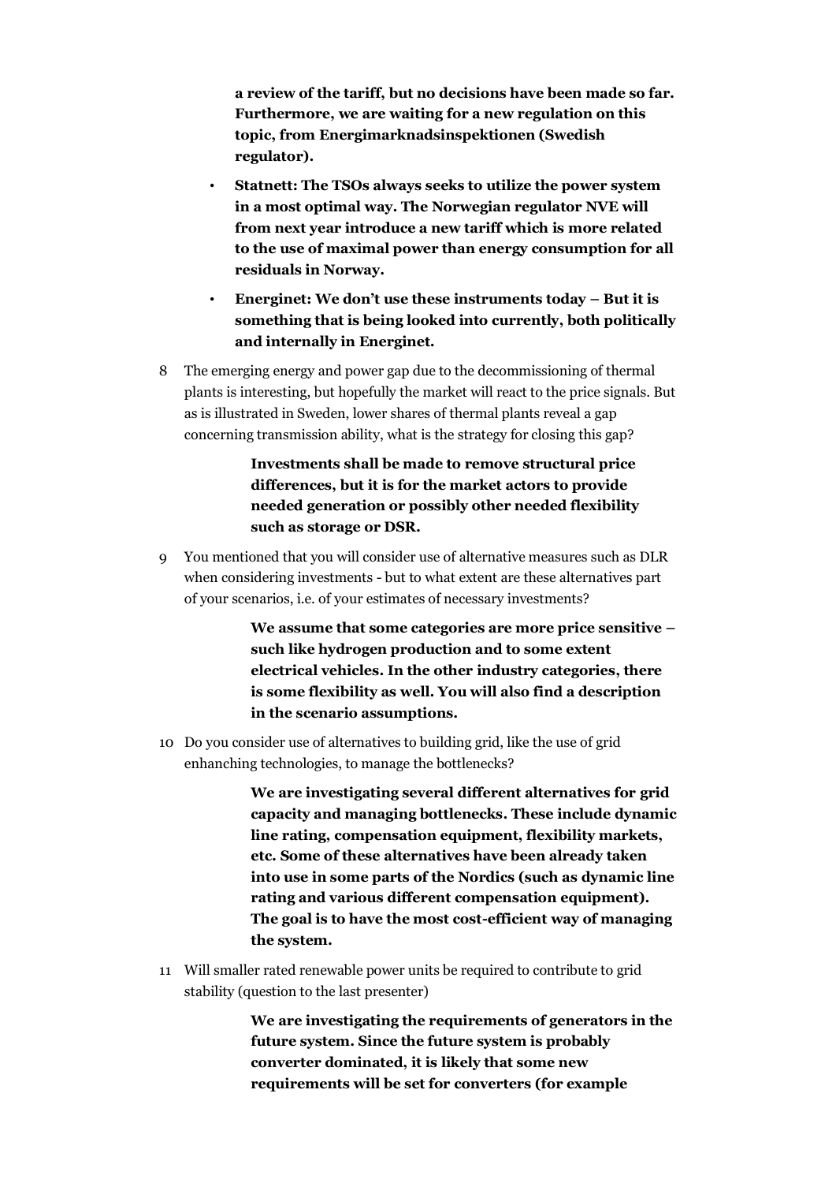**a review of the tariff, but no decisions have been made so far. Furthermore, we are waiting for a new regulation on this topic, from Energimarknadsinspektionen (Swedish regulator).**

- **Statnett: The TSOs always seeks to utilize the power system in a most optimal way. The Norwegian regulator NVE will from next year introduce a new tariff which is more related to the use of maximal power than energy consumption for all residuals in Norway.**
- **Energinet: We don't use these instruments today – But it is something that is being looked into currently, both politically and internally in Energinet.**

8 The emerging energy and power gap due to the decommissioning of thermal plants is interesting, but hopefully the market will react to the price signals. But as is illustrated in Sweden, lower shares of thermal plants reveal a gap concerning transmission ability, what is the strategy for closing this gap?

> **Investments shall be made to remove structural price differences, but it is for the market actors to provide needed generation or possibly other needed flexibility such as storage or DSR.**

9 You mentioned that you will consider use of alternative measures such as DLR when considering investments - but to what extent are these alternatives part of your scenarios, i.e. of your estimates of necessary investments?

> **We assume that some categories are more price sensitive – such like hydrogen production and to some extent electrical vehicles. In the other industry categories, there is some flexibility as well. You will also find a description in the scenario assumptions.**

10 Do you consider use of alternatives to building grid, like the use of grid enhanching technologies, to manage the bottlenecks?

> **We are investigating several different alternatives for grid capacity and managing bottlenecks. These include dynamic line rating, compensation equipment, flexibility markets, etc. Some of these alternatives have been already taken into use in some parts of the Nordics (such as dynamic line rating and various different compensation equipment). The goal is to have the most cost-efficient way of managing the system.**

11 Will smaller rated renewable power units be required to contribute to grid stability (question to the last presenter)

> **We are investigating the requirements of generators in the future system. Since the future system is probably converter dominated, it is likely that some new requirements will be set for converters (for example**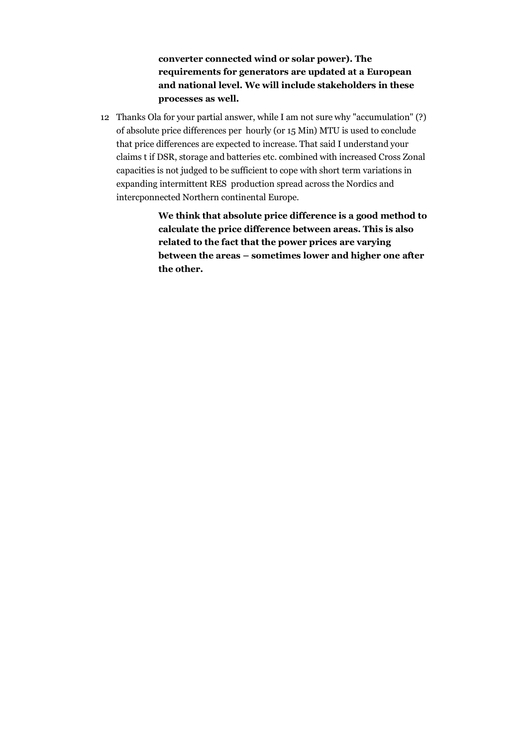**converter connected wind or solar power). The requirements for generators are updated at a European and national level. We will include stakeholders in these processes as well.**

12 Thanks Ola for your partial answer, while I am not sure why "accumulation" (?) of absolute price differences per hourly (or 15 Min) MTU is used to conclude that price differences are expected to increase. That said I understand your claims t if DSR, storage and batteries etc. combined with increased Cross Zonal capacities is not judged to be sufficient to cope with short term variations in expanding intermittent RES production spread across the Nordics and intercponnected Northern continental Europe.

**We think that absolute price difference is a good method to calculate the price difference between areas. This is also related to the fact that the power prices are varying between the areas – sometimes lower and higher one after the other.**